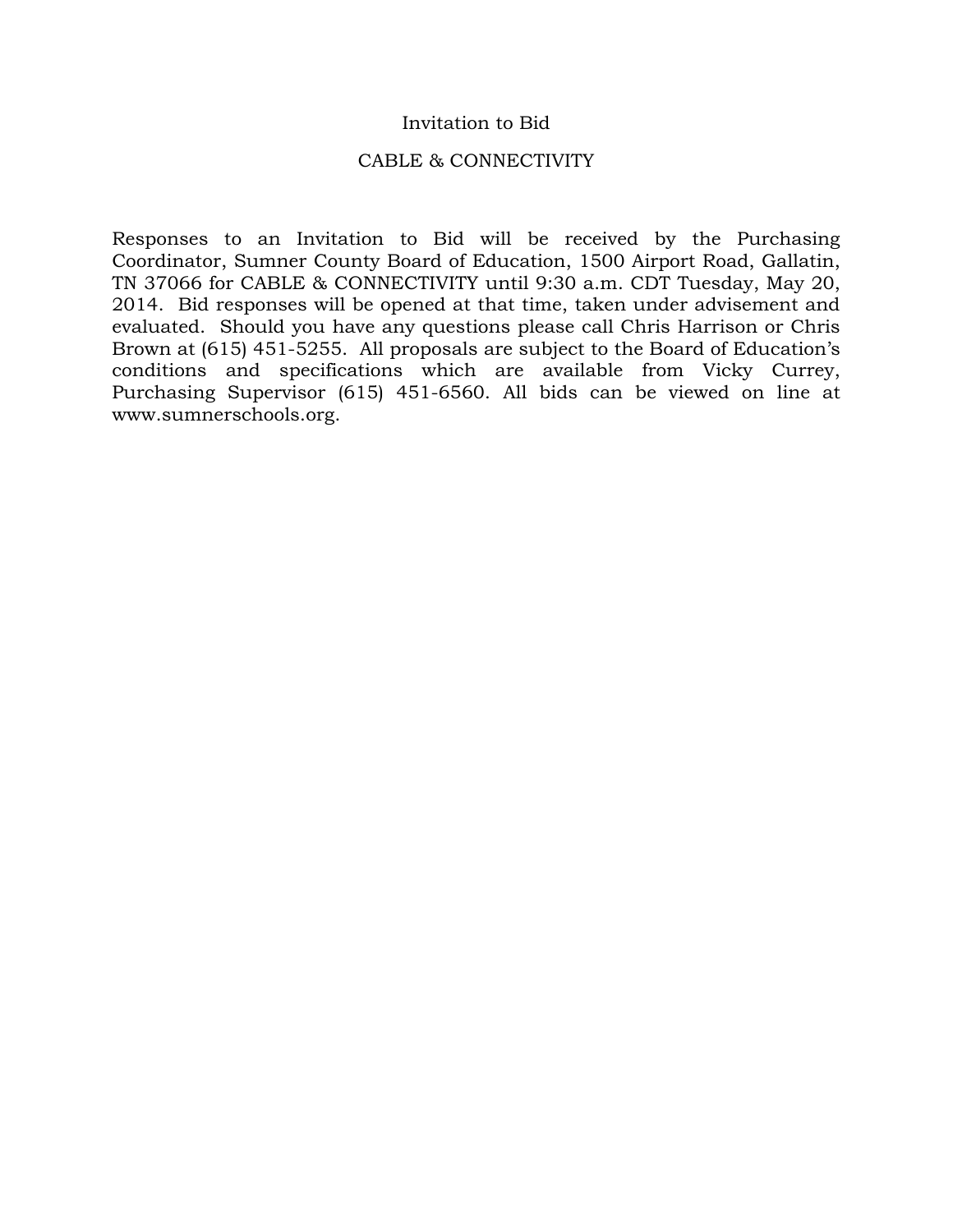# Invitation to Bid

## CABLE & CONNECTIVITY

Responses to an Invitation to Bid will be received by the Purchasing Coordinator, Sumner County Board of Education, 1500 Airport Road, Gallatin, TN 37066 for CABLE & CONNECTIVITY until 9:30 a.m. CDT Tuesday, May 20, 2014. Bid responses will be opened at that time, taken under advisement and evaluated. Should you have any questions please call Chris Harrison or Chris Brown at (615) 451-5255. All proposals are subject to the Board of Education's conditions and specifications which are available from Vicky Currey, Purchasing Supervisor (615) 451-6560. All bids can be viewed on line at www.sumnerschools.org.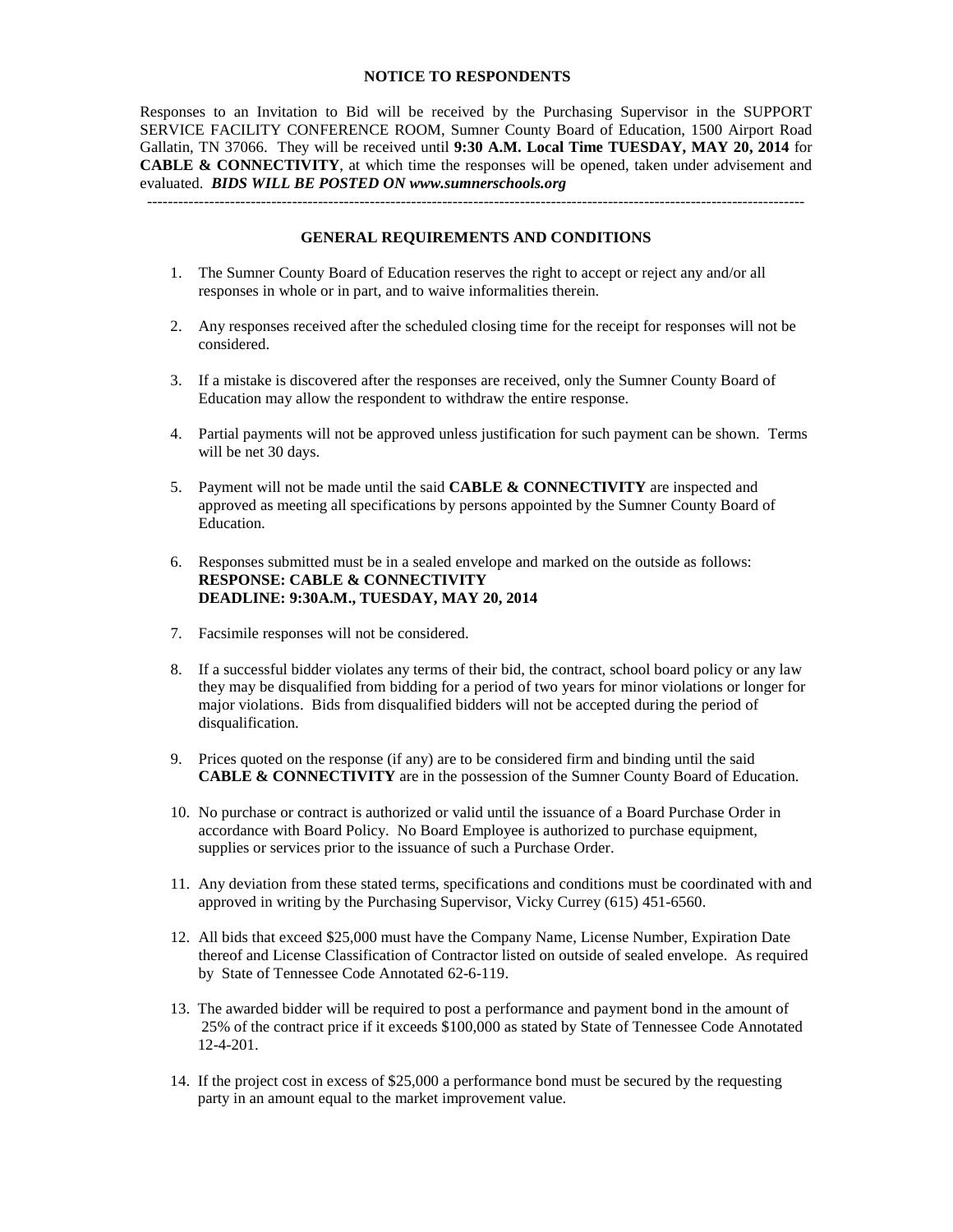**NOTICE TO RESPONDENTS**

Responses to an Invitation to Bid will be received by the Purchasing Supervisor in the SUPPORT SERVICE FACILITY CONFERENCE ROOM, Sumner County Board of Education, 1500 Airport Road Gallatin, TN 37066. They will be received until **9:30 A.M. Local Time TUESDAY, MAY 20, 2014** for **CABLE & CONNECTIVITY**, at which time the responses will be opened, taken under advisement and evaluated. ***BIDS WILL BE POSTED ON www.sumnerschools.org***

---

**GENERAL REQUIREMENTS AND CONDITIONS**

1. The Sumner County Board of Education reserves the right to accept or reject any and/or all responses in whole or in part, and to waive informalities therein.

2. Any responses received after the scheduled closing time for the receipt for responses will not be considered.

3. If a mistake is discovered after the responses are received, only the Sumner County Board of Education may allow the respondent to withdraw the entire response.

4. Partial payments will not be approved unless justification for such payment can be shown. Terms will be net 30 days.

5. Payment will not be made until the said **CABLE & CONNECTIVITY** are inspected and approved as meeting all specifications by persons appointed by the Sumner County Board of Education.

6. Responses submitted must be in a sealed envelope and marked on the outside as follows:
   **RESPONSE: CABLE & CONNECTIVITY**
   **DEADLINE: 9:30A.M., TUESDAY, MAY 20, 2014**

7. Facsimile responses will not be considered.

8. If a successful bidder violates any terms of their bid, the contract, school board policy or any law they may be disqualified from bidding for a period of two years for minor violations or longer for major violations. Bids from disqualified bidders will not be accepted during the period of disqualification.

9. Prices quoted on the response (if any) are to be considered firm and binding until the said **CABLE & CONNECTIVITY** are in the possession of the Sumner County Board of Education.

10. No purchase or contract is authorized or valid until the issuance of a Board Purchase Order in accordance with Board Policy. No Board Employee is authorized to purchase equipment, supplies or services prior to the issuance of such a Purchase Order.

11. Any deviation from these stated terms, specifications and conditions must be coordinated with and approved in writing by the Purchasing Supervisor, Vicky Currey (615) 451-6560.

12. All bids that exceed $25,000 must have the Company Name, License Number, Expiration Date thereof and License Classification of Contractor listed on outside of sealed envelope. As required by State of Tennessee Code Annotated 62-6-119.

13. The awarded bidder will be required to post a performance and payment bond in the amount of 25% of the contract price if it exceeds $100,000 as stated by State of Tennessee Code Annotated 12-4-201.

14. If the project cost in excess of $25,000 a performance bond must be secured by the requesting party in an amount equal to the market improvement value.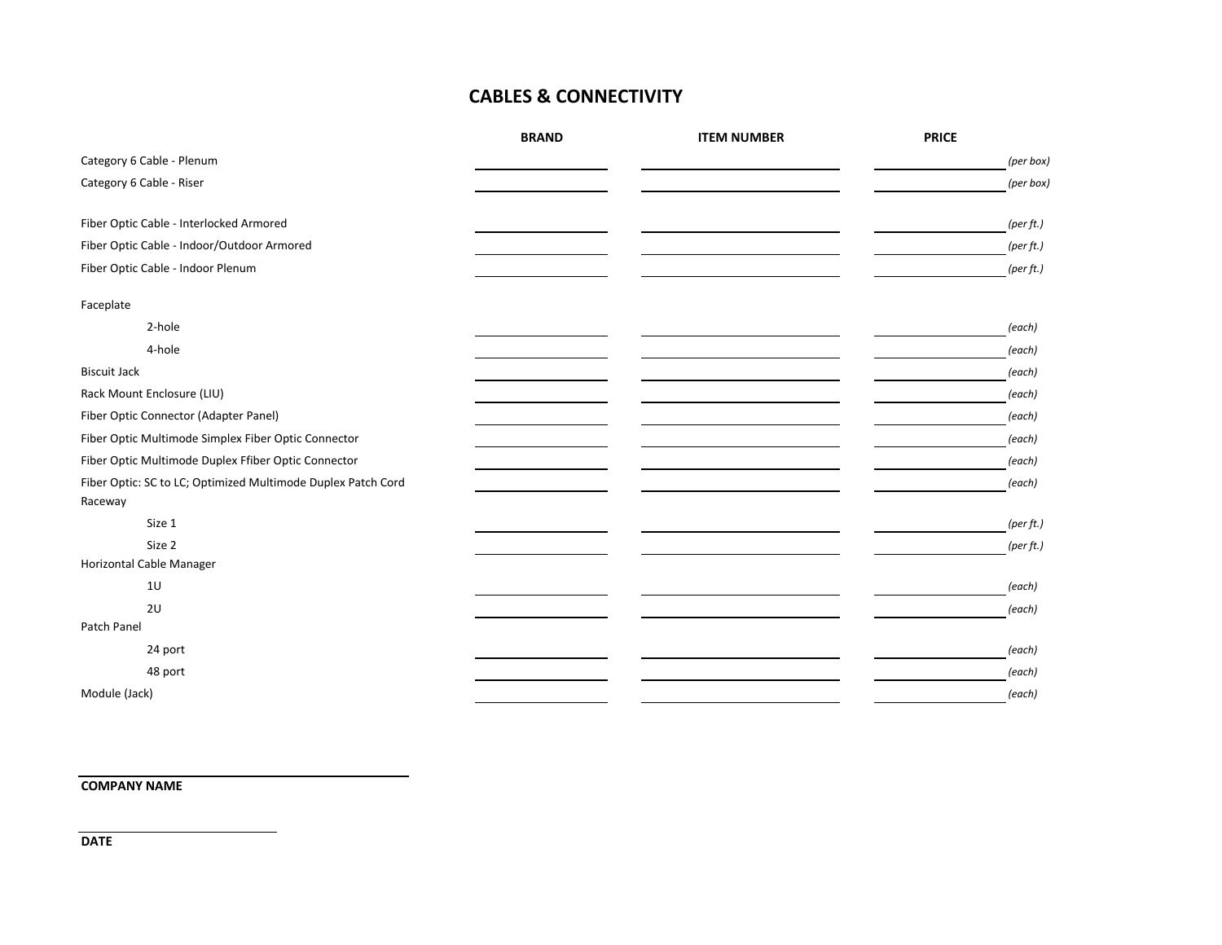## CABLES & CONNECTIVITY

| | BRAND | ITEM NUMBER | PRICE | |
|---|---|---|---|---|
| Category 6 Cable - Plenum | | | | *(per box)* |
| Category 6 Cable - Riser | | | | *(per box)* |
| Fiber Optic Cable - Interlocked Armored | | | | *(per ft.)* |
| Fiber Optic Cable - Indoor/Outdoor Armored | | | | *(per ft.)* |
| Fiber Optic Cable - Indoor Plenum | | | | *(per ft.)* |
| Faceplate | | | | |
| 2-hole | | | | *(each)* |
| 4-hole | | | | *(each)* |
| Biscuit Jack | | | | *(each)* |
| Rack Mount Enclosure (LIU) | | | | *(each)* |
| Fiber Optic Connector (Adapter Panel) | | | | *(each)* |
| Fiber Optic Multimode Simplex Fiber Optic Connector | | | | *(each)* |
| Fiber Optic Multimode Duplex Ffiber Optic Connector | | | | *(each)* |
| Fiber Optic: SC to LC; Optimized Multimode Duplex Patch Cord | | | | *(each)* |
| Raceway | | | | |
| Size 1 | | | | *(per ft.)* |
| Size 2 | | | | *(per ft.)* |
| Horizontal Cable Manager | | | | |
| 1U | | | | *(each)* |
| 2U | | | | *(each)* |
| Patch Panel | | | | |
| 24 port | | | | *(each)* |
| 48 port | | | | *(each)* |
| Module (Jack) | | | | *(each)* |

______________________________

**COMPANY NAME**

______________________________

**DATE**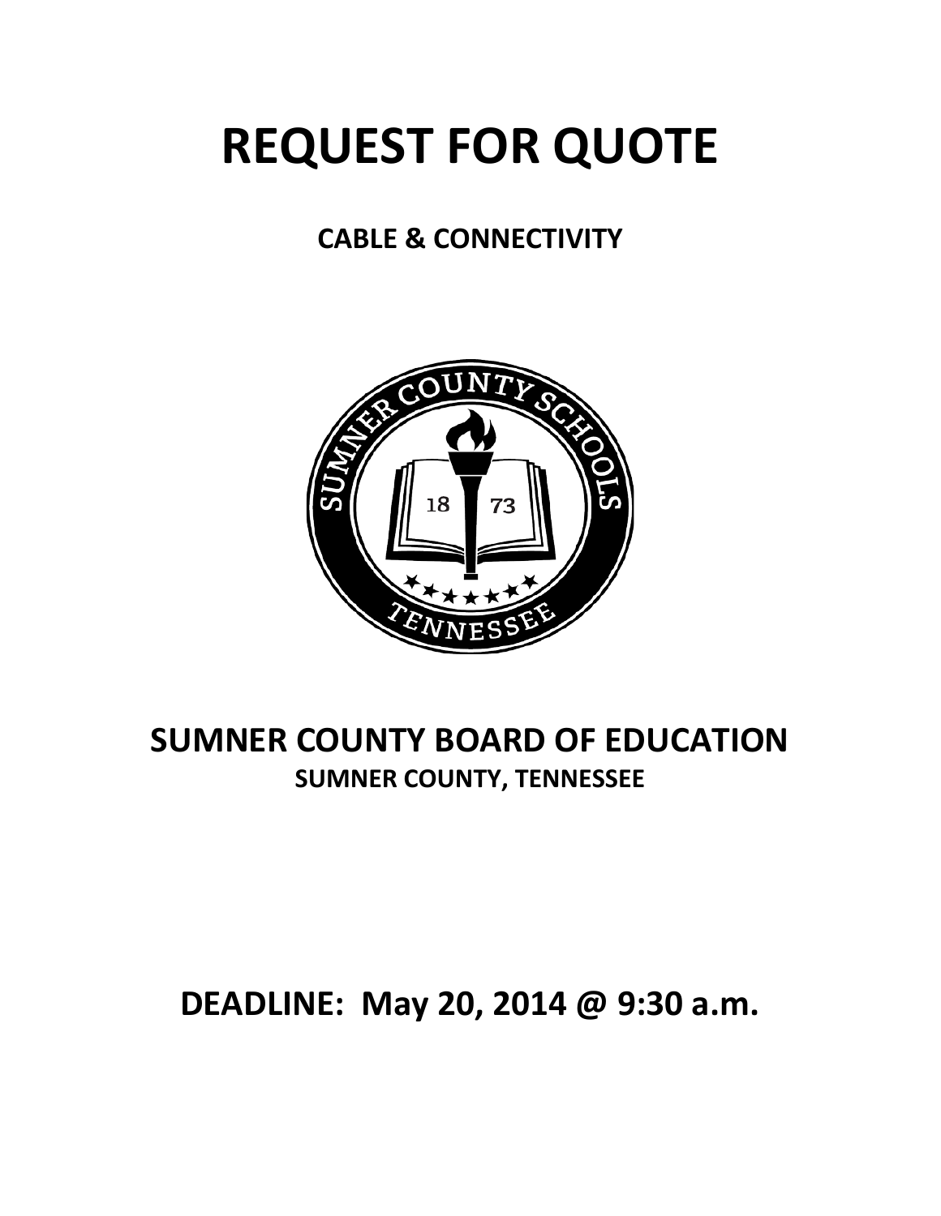# REQUEST FOR QUOTE

## CABLE & CONNECTIVITY

## SUMNER COUNTY BOARD OF EDUCATION

### SUMNER COUNTY, TENNESSEE

## DEADLINE: May 20, 2014 @ 9:30 a.m.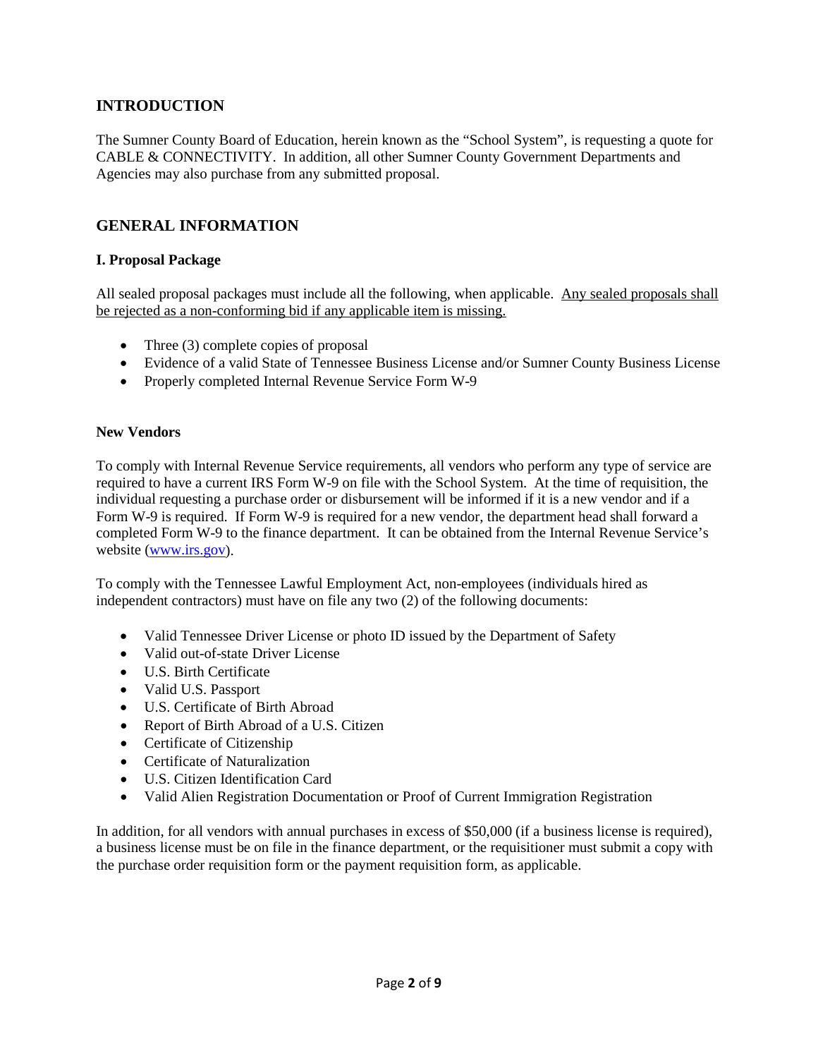## INTRODUCTION

The Sumner County Board of Education, herein known as the "School System", is requesting a quote for CABLE & CONNECTIVITY. In addition, all other Sumner County Government Departments and Agencies may also purchase from any submitted proposal.

## GENERAL INFORMATION

### I. Proposal Package

All sealed proposal packages must include all the following, when applicable. <u>Any sealed proposals shall be rejected as a non-conforming bid if any applicable item is missing.</u>

- Three (3) complete copies of proposal
- Evidence of a valid State of Tennessee Business License and/or Sumner County Business License
- Properly completed Internal Revenue Service Form W-9

### New Vendors

To comply with Internal Revenue Service requirements, all vendors who perform any type of service are required to have a current IRS Form W-9 on file with the School System. At the time of requisition, the individual requesting a purchase order or disbursement will be informed if it is a new vendor and if a Form W-9 is required. If Form W-9 is required for a new vendor, the department head shall forward a completed Form W-9 to the finance department. It can be obtained from the Internal Revenue Service's website (www.irs.gov).

To comply with the Tennessee Lawful Employment Act, non-employees (individuals hired as independent contractors) must have on file any two (2) of the following documents:

- Valid Tennessee Driver License or photo ID issued by the Department of Safety
- Valid out-of-state Driver License
- U.S. Birth Certificate
- Valid U.S. Passport
- U.S. Certificate of Birth Abroad
- Report of Birth Abroad of a U.S. Citizen
- Certificate of Citizenship
- Certificate of Naturalization
- U.S. Citizen Identification Card
- Valid Alien Registration Documentation or Proof of Current Immigration Registration

In addition, for all vendors with annual purchases in excess of $50,000 (if a business license is required), a business license must be on file in the finance department, or the requisitioner must submit a copy with the purchase order requisition form or the payment requisition form, as applicable.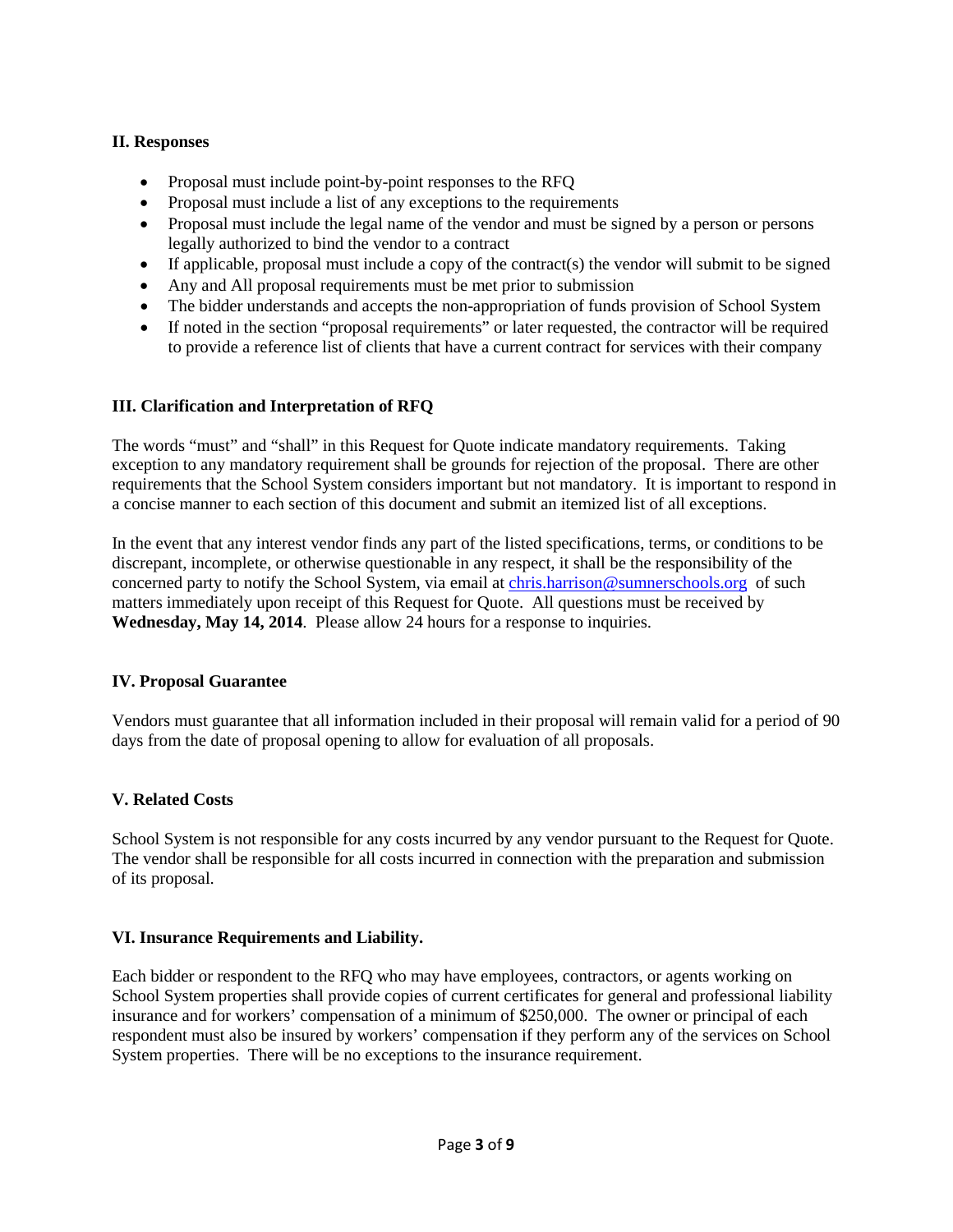## II. Responses

- Proposal must include point-by-point responses to the RFQ
- Proposal must include a list of any exceptions to the requirements
- Proposal must include the legal name of the vendor and must be signed by a person or persons legally authorized to bind the vendor to a contract
- If applicable, proposal must include a copy of the contract(s) the vendor will submit to be signed
- Any and All proposal requirements must be met prior to submission
- The bidder understands and accepts the non-appropriation of funds provision of School System
- If noted in the section "proposal requirements" or later requested, the contractor will be required to provide a reference list of clients that have a current contract for services with their company

## III. Clarification and Interpretation of RFQ

The words "must" and "shall" in this Request for Quote indicate mandatory requirements. Taking exception to any mandatory requirement shall be grounds for rejection of the proposal. There are other requirements that the School System considers important but not mandatory. It is important to respond in a concise manner to each section of this document and submit an itemized list of all exceptions.

In the event that any interest vendor finds any part of the listed specifications, terms, or conditions to be discrepant, incomplete, or otherwise questionable in any respect, it shall be the responsibility of the concerned party to notify the School System, via email at chris.harrison@sumnerschools.org of such matters immediately upon receipt of this Request for Quote. All questions must be received by **Wednesday, May 14, 2014**. Please allow 24 hours for a response to inquiries.

## IV. Proposal Guarantee

Vendors must guarantee that all information included in their proposal will remain valid for a period of 90 days from the date of proposal opening to allow for evaluation of all proposals.

## V. Related Costs

School System is not responsible for any costs incurred by any vendor pursuant to the Request for Quote. The vendor shall be responsible for all costs incurred in connection with the preparation and submission of its proposal.

## VI. Insurance Requirements and Liability.

Each bidder or respondent to the RFQ who may have employees, contractors, or agents working on School System properties shall provide copies of current certificates for general and professional liability insurance and for workers' compensation of a minimum of $250,000. The owner or principal of each respondent must also be insured by workers' compensation if they perform any of the services on School System properties. There will be no exceptions to the insurance requirement.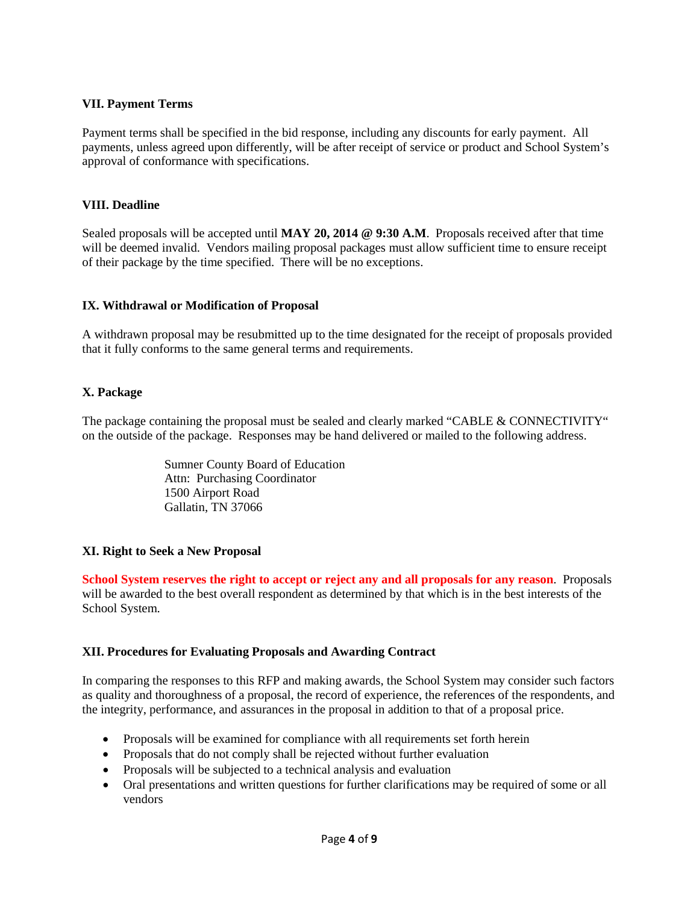### VII. Payment Terms

Payment terms shall be specified in the bid response, including any discounts for early payment. All payments, unless agreed upon differently, will be after receipt of service or product and School System's approval of conformance with specifications.

### VIII. Deadline

Sealed proposals will be accepted until **MAY 20, 2014 @ 9:30 A.M**. Proposals received after that time will be deemed invalid. Vendors mailing proposal packages must allow sufficient time to ensure receipt of their package by the time specified. There will be no exceptions.

### IX. Withdrawal or Modification of Proposal

A withdrawn proposal may be resubmitted up to the time designated for the receipt of proposals provided that it fully conforms to the same general terms and requirements.

### X. Package

The package containing the proposal must be sealed and clearly marked "CABLE & CONNECTIVITY" on the outside of the package. Responses may be hand delivered or mailed to the following address.

> Sumner County Board of Education
> Attn: Purchasing Coordinator
> 1500 Airport Road
> Gallatin, TN 37066

### XI. Right to Seek a New Proposal

**School System reserves the right to accept or reject any and all proposals for any reason**. Proposals will be awarded to the best overall respondent as determined by that which is in the best interests of the School System.

### XII. Procedures for Evaluating Proposals and Awarding Contract

In comparing the responses to this RFP and making awards, the School System may consider such factors as quality and thoroughness of a proposal, the record of experience, the references of the respondents, and the integrity, performance, and assurances in the proposal in addition to that of a proposal price.

- Proposals will be examined for compliance with all requirements set forth herein
- Proposals that do not comply shall be rejected without further evaluation
- Proposals will be subjected to a technical analysis and evaluation
- Oral presentations and written questions for further clarifications may be required of some or all vendors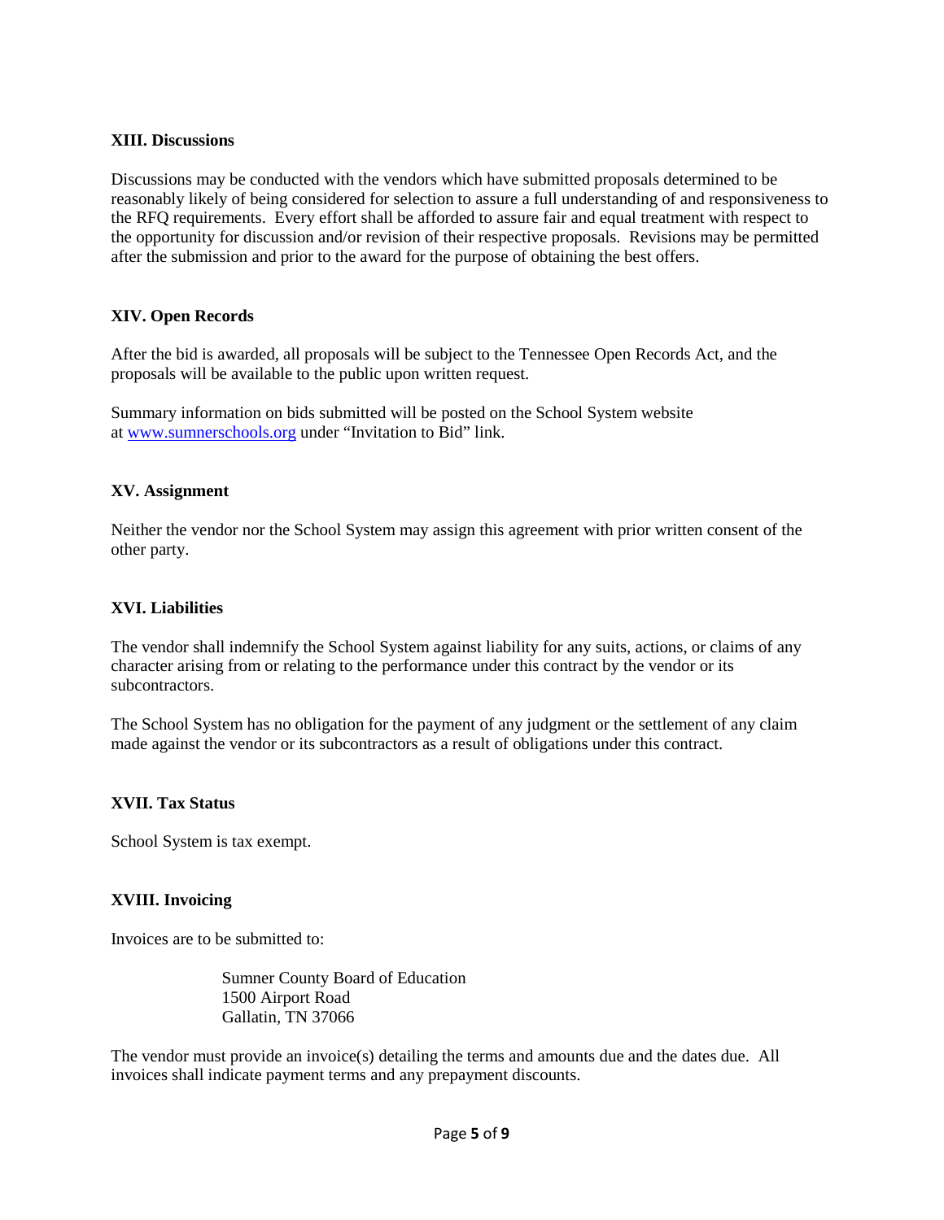**XIII. Discussions**

Discussions may be conducted with the vendors which have submitted proposals determined to be reasonably likely of being considered for selection to assure a full understanding of and responsiveness to the RFQ requirements. Every effort shall be afforded to assure fair and equal treatment with respect to the opportunity for discussion and/or revision of their respective proposals. Revisions may be permitted after the submission and prior to the award for the purpose of obtaining the best offers.

**XIV. Open Records**

After the bid is awarded, all proposals will be subject to the Tennessee Open Records Act, and the proposals will be available to the public upon written request.

Summary information on bids submitted will be posted on the School System website at [www.sumnerschools.org](www.sumnerschools.org) under "Invitation to Bid" link.

**XV. Assignment**

Neither the vendor nor the School System may assign this agreement with prior written consent of the other party.

**XVI. Liabilities**

The vendor shall indemnify the School System against liability for any suits, actions, or claims of any character arising from or relating to the performance under this contract by the vendor or its subcontractors.

The School System has no obligation for the payment of any judgment or the settlement of any claim made against the vendor or its subcontractors as a result of obligations under this contract.

**XVII. Tax Status**

School System is tax exempt.

**XVIII. Invoicing**

Invoices are to be submitted to:

> Sumner County Board of Education
> 1500 Airport Road
> Gallatin, TN 37066

The vendor must provide an invoice(s) detailing the terms and amounts due and the dates due. All invoices shall indicate payment terms and any prepayment discounts.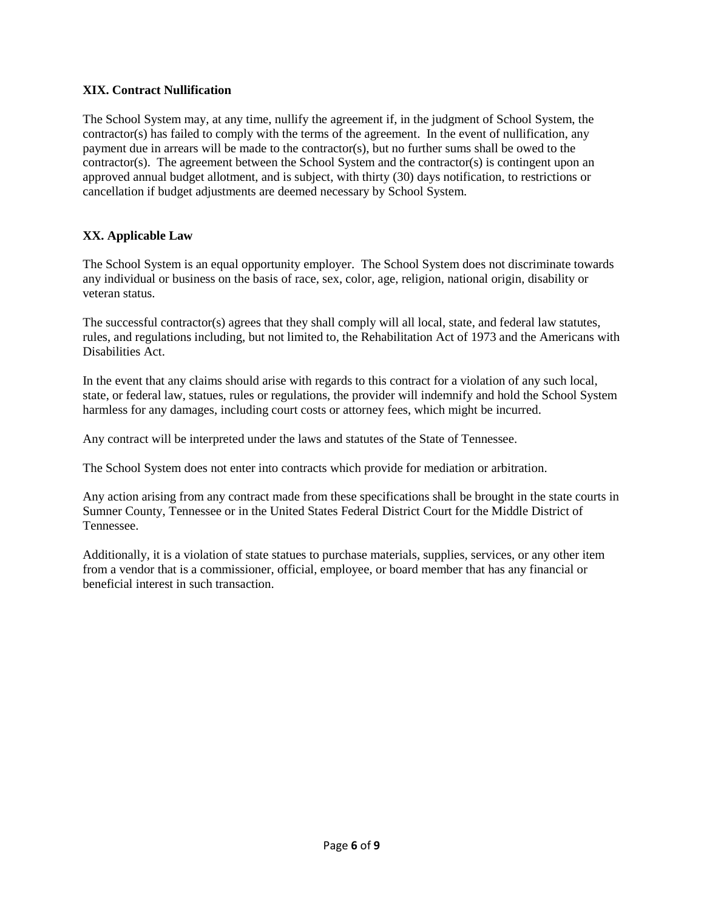### XIX. Contract Nullification

The School System may, at any time, nullify the agreement if, in the judgment of School System, the contractor(s) has failed to comply with the terms of the agreement. In the event of nullification, any payment due in arrears will be made to the contractor(s), but no further sums shall be owed to the contractor(s). The agreement between the School System and the contractor(s) is contingent upon an approved annual budget allotment, and is subject, with thirty (30) days notification, to restrictions or cancellation if budget adjustments are deemed necessary by School System.

### XX. Applicable Law

The School System is an equal opportunity employer. The School System does not discriminate towards any individual or business on the basis of race, sex, color, age, religion, national origin, disability or veteran status.

The successful contractor(s) agrees that they shall comply will all local, state, and federal law statutes, rules, and regulations including, but not limited to, the Rehabilitation Act of 1973 and the Americans with Disabilities Act.

In the event that any claims should arise with regards to this contract for a violation of any such local, state, or federal law, statues, rules or regulations, the provider will indemnify and hold the School System harmless for any damages, including court costs or attorney fees, which might be incurred.

Any contract will be interpreted under the laws and statutes of the State of Tennessee.

The School System does not enter into contracts which provide for mediation or arbitration.

Any action arising from any contract made from these specifications shall be brought in the state courts in Sumner County, Tennessee or in the United States Federal District Court for the Middle District of Tennessee.

Additionally, it is a violation of state statues to purchase materials, supplies, services, or any other item from a vendor that is a commissioner, official, employee, or board member that has any financial or beneficial interest in such transaction.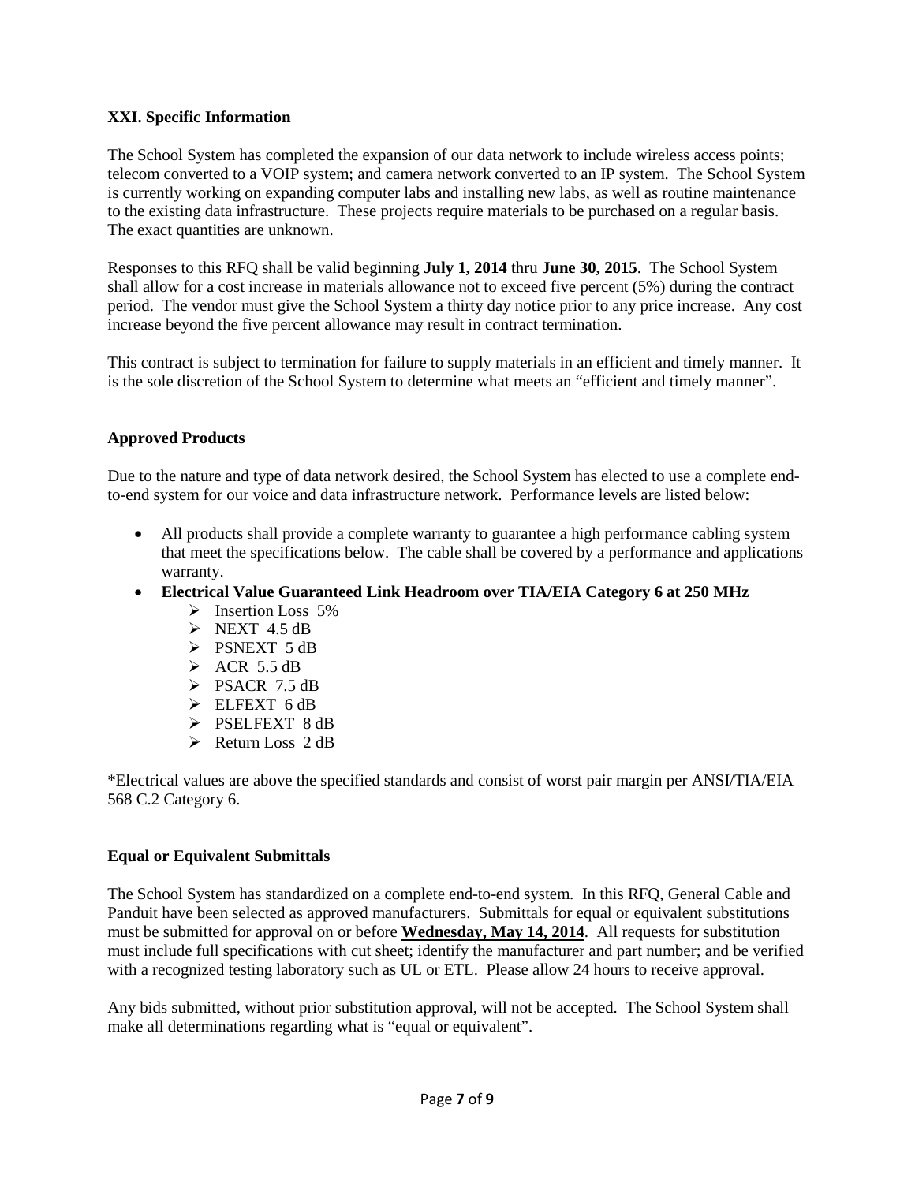### XXI. Specific Information

The School System has completed the expansion of our data network to include wireless access points; telecom converted to a VOIP system; and camera network converted to an IP system. The School System is currently working on expanding computer labs and installing new labs, as well as routine maintenance to the existing data infrastructure. These projects require materials to be purchased on a regular basis. The exact quantities are unknown.

Responses to this RFQ shall be valid beginning **July 1, 2014** thru **June 30, 2015**. The School System shall allow for a cost increase in materials allowance not to exceed five percent (5%) during the contract period. The vendor must give the School System a thirty day notice prior to any price increase. Any cost increase beyond the five percent allowance may result in contract termination.

This contract is subject to termination for failure to supply materials in an efficient and timely manner. It is the sole discretion of the School System to determine what meets an "efficient and timely manner".

### Approved Products

Due to the nature and type of data network desired, the School System has elected to use a complete end-to-end system for our voice and data infrastructure network. Performance levels are listed below:

- All products shall provide a complete warranty to guarantee a high performance cabling system that meet the specifications below. The cable shall be covered by a performance and applications warranty.
- **Electrical Value Guaranteed Link Headroom over TIA/EIA Category 6 at 250 MHz**
  - Insertion Loss 5%
  - NEXT 4.5 dB
  - PSNEXT 5 dB
  - ACR 5.5 dB
  - PSACR 7.5 dB
  - ELFEXT 6 dB
  - PSELFEXT 8 dB
  - Return Loss 2 dB

*Electrical values are above the specified standards and consist of worst pair margin per ANSI/TIA/EIA 568 C.2 Category 6.

### Equal or Equivalent Submittals

The School System has standardized on a complete end-to-end system. In this RFQ, General Cable and Panduit have been selected as approved manufacturers. Submittals for equal or equivalent substitutions must be submitted for approval on or before **Wednesday, May 14, 2014**. All requests for substitution must include full specifications with cut sheet; identify the manufacturer and part number; and be verified with a recognized testing laboratory such as UL or ETL. Please allow 24 hours to receive approval.

Any bids submitted, without prior substitution approval, will not be accepted. The School System shall make all determinations regarding what is "equal or equivalent".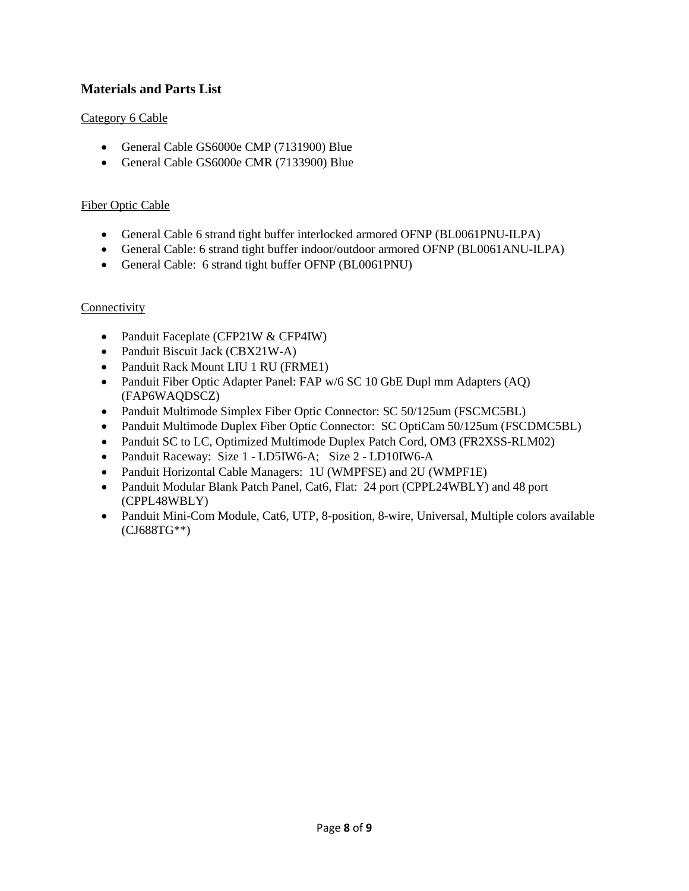## Materials and Parts List

Category 6 Cable

- General Cable GS6000e CMP (7131900) Blue
- General Cable GS6000e CMR (7133900) Blue

Fiber Optic Cable

- General Cable 6 strand tight buffer interlocked armored OFNP (BL0061PNU-ILPA)
- General Cable: 6 strand tight buffer indoor/outdoor armored OFNP (BL0061ANU-ILPA)
- General Cable: 6 strand tight buffer OFNP (BL0061PNU)

Connectivity

- Panduit Faceplate (CFP21W & CFP4IW)
- Panduit Biscuit Jack (CBX21W-A)
- Panduit Rack Mount LIU 1 RU (FRME1)
- Panduit Fiber Optic Adapter Panel: FAP w/6 SC 10 GbE Dupl mm Adapters (AQ) (FAP6WAQDSCZ)
- Panduit Multimode Simplex Fiber Optic Connector: SC 50/125um (FSCMC5BL)
- Panduit Multimode Duplex Fiber Optic Connector: SC OptiCam 50/125um (FSCDMC5BL)
- Panduit SC to LC, Optimized Multimode Duplex Patch Cord, OM3 (FR2XSS-RLM02)
- Panduit Raceway: Size 1 - LD5IW6-A; Size 2 - LD10IW6-A
- Panduit Horizontal Cable Managers: 1U (WMPFSE) and 2U (WMPF1E)
- Panduit Modular Blank Patch Panel, Cat6, Flat: 24 port (CPPL24WBLY) and 48 port (CPPL48WBLY)
- Panduit Mini-Com Module, Cat6, UTP, 8-position, 8-wire, Universal, Multiple colors available (CJ688TG**)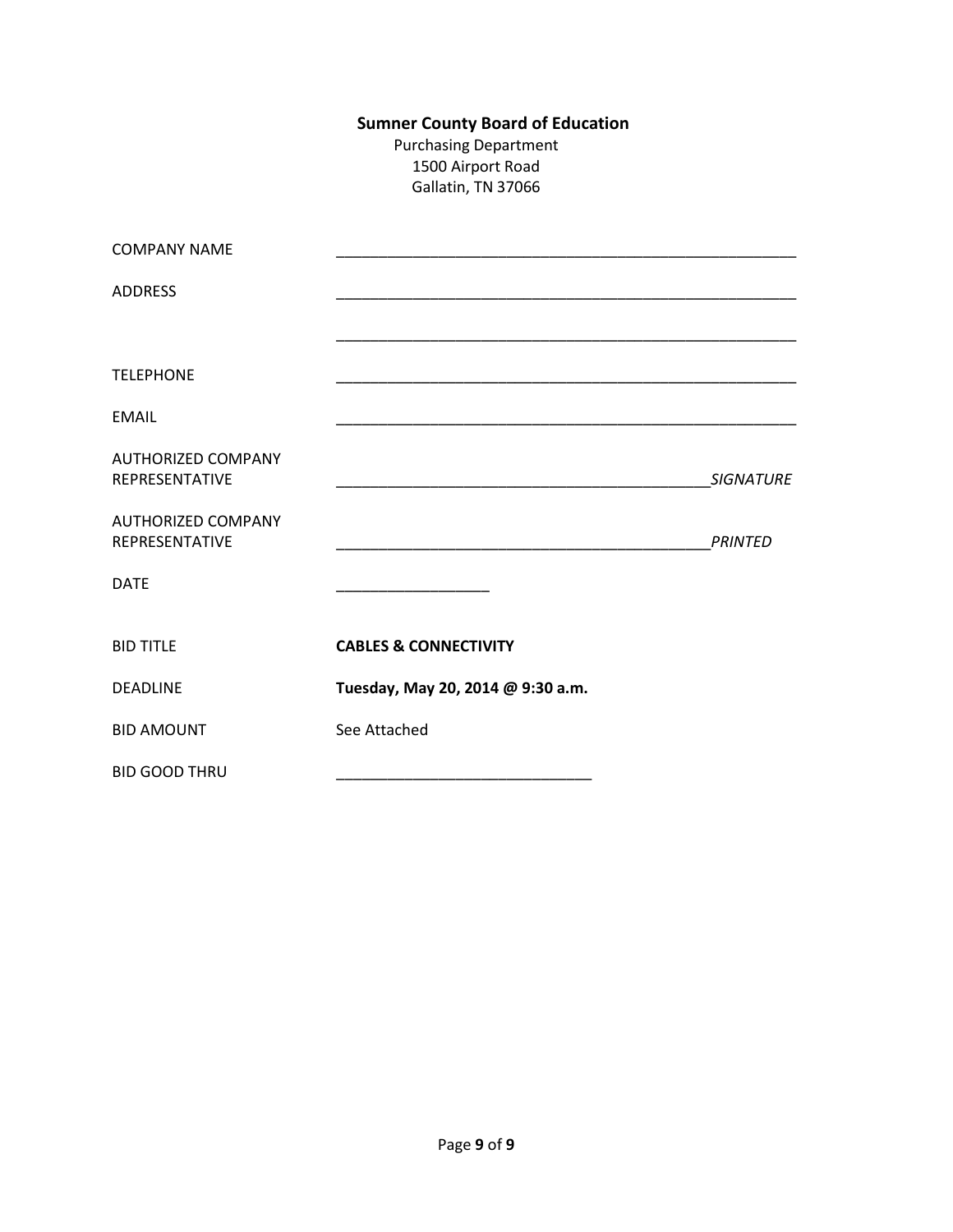**Sumner County Board of Education**
Purchasing Department
1500 Airport Road
Gallatin, TN 37066

COMPANY NAME _______________________________________________________

ADDRESS _______________________________________________________

_______________________________________________________

TELEPHONE _______________________________________________________

EMAIL _______________________________________________________

AUTHORIZED COMPANY REPRESENTATIVE ____________________________________________ *SIGNATURE*

AUTHORIZED COMPANY REPRESENTATIVE ____________________________________________ *PRINTED*

DATE __________________

BID TITLE **CABLES & CONNECTIVITY**

DEADLINE **Tuesday, May 20, 2014 @ 9:30 a.m.**

BID AMOUNT See Attached

BID GOOD THRU ______________________________